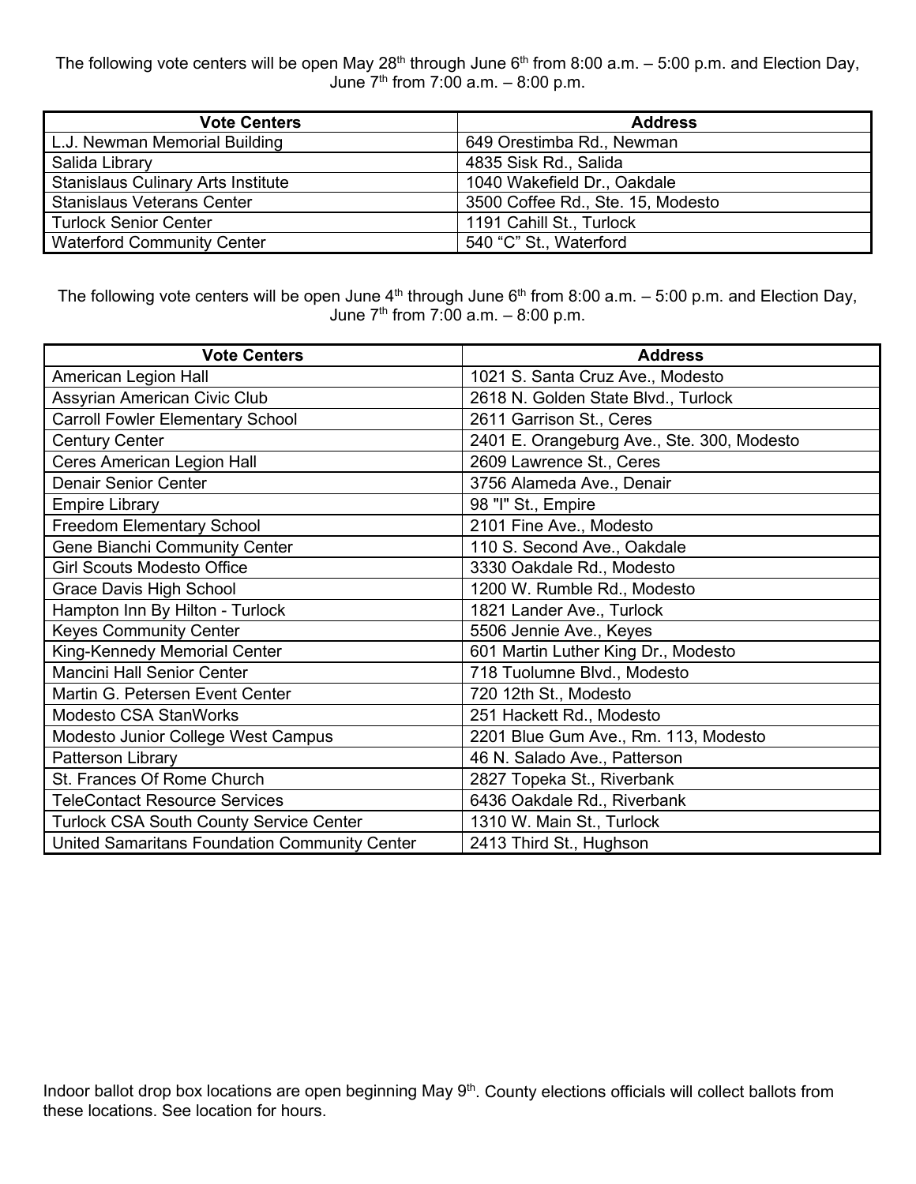The following vote centers will be open May 28th through June 6th from 8:00 a.m. – 5:00 p.m. and Election Day, June 7th from 7:00 a.m. – 8:00 p.m.

| Vote Centers | Address |
|---|---|
| L.J. Newman Memorial Building | 649 Orestimba Rd., Newman |
| Salida Library | 4835 Sisk Rd., Salida |
| Stanislaus Culinary Arts Institute | 1040 Wakefield Dr., Oakdale |
| Stanislaus Veterans Center | 3500 Coffee Rd., Ste. 15, Modesto |
| Turlock Senior Center | 1191 Cahill St., Turlock |
| Waterford Community Center | 540 "C" St., Waterford |

The following vote centers will be open June 4th through June 6th from 8:00 a.m. – 5:00 p.m. and Election Day, June 7th from 7:00 a.m. – 8:00 p.m.

| Vote Centers | Address |
|---|---|
| American Legion Hall | 1021 S. Santa Cruz Ave., Modesto |
| Assyrian American Civic Club | 2618 N. Golden State Blvd., Turlock |
| Carroll Fowler Elementary School | 2611 Garrison St., Ceres |
| Century Center | 2401 E. Orangeburg Ave., Ste. 300, Modesto |
| Ceres American Legion Hall | 2609 Lawrence St., Ceres |
| Denair Senior Center | 3756 Alameda Ave., Denair |
| Empire Library | 98 "I" St., Empire |
| Freedom Elementary School | 2101 Fine Ave., Modesto |
| Gene Bianchi Community Center | 110 S. Second Ave., Oakdale |
| Girl Scouts Modesto Office | 3330 Oakdale Rd., Modesto |
| Grace Davis High School | 1200 W. Rumble Rd., Modesto |
| Hampton Inn By Hilton - Turlock | 1821 Lander Ave., Turlock |
| Keyes Community Center | 5506 Jennie Ave., Keyes |
| King-Kennedy Memorial Center | 601 Martin Luther King Dr., Modesto |
| Mancini Hall Senior Center | 718 Tuolumne Blvd., Modesto |
| Martin G. Petersen Event Center | 720 12th St., Modesto |
| Modesto CSA StanWorks | 251 Hackett Rd., Modesto |
| Modesto Junior College West Campus | 2201 Blue Gum Ave., Rm. 113, Modesto |
| Patterson Library | 46 N. Salado Ave., Patterson |
| St. Frances Of Rome Church | 2827 Topeka St., Riverbank |
| TeleContact Resource Services | 6436 Oakdale Rd., Riverbank |
| Turlock CSA South County Service Center | 1310 W. Main St., Turlock |
| United Samaritans Foundation Community Center | 2413 Third St., Hughson |

Indoor ballot drop box locations are open beginning May 9th. County elections officials will collect ballots from these locations. See location for hours.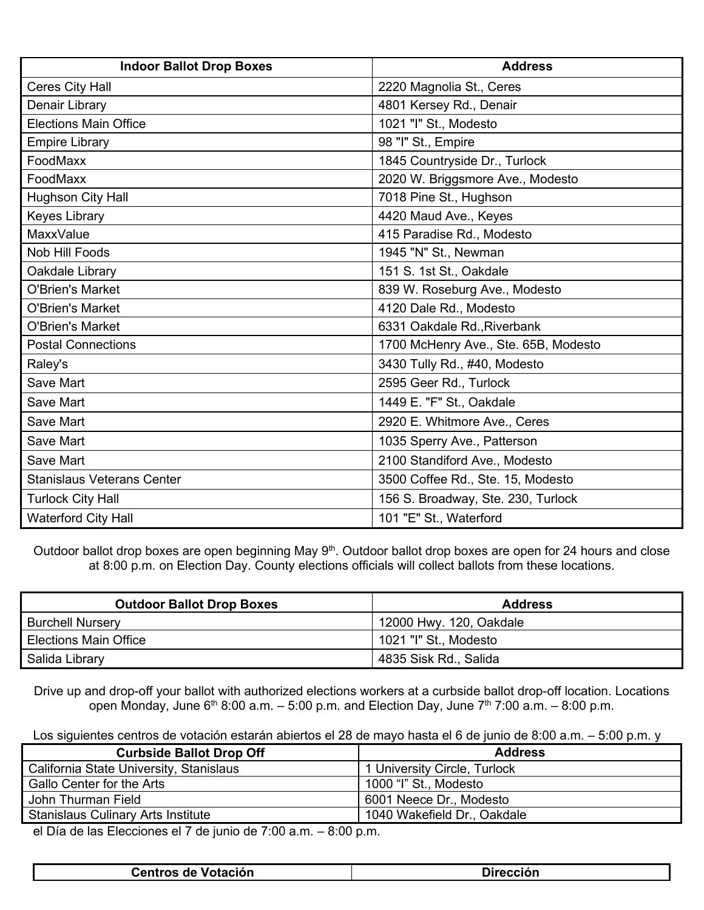| Indoor Ballot Drop Boxes | Address |
|---|---|
| Ceres City Hall | 2220 Magnolia St., Ceres |
| Denair Library | 4801 Kersey Rd., Denair |
| Elections Main Office | 1021 "I" St., Modesto |
| Empire Library | 98 "I" St., Empire |
| FoodMaxx | 1845 Countryside Dr., Turlock |
| FoodMaxx | 2020 W. Briggsmore Ave., Modesto |
| Hughson City Hall | 7018 Pine St., Hughson |
| Keyes Library | 4420 Maud Ave., Keyes |
| MaxxValue | 415 Paradise Rd., Modesto |
| Nob Hill Foods | 1945 "N" St., Newman |
| Oakdale Library | 151 S. 1st St., Oakdale |
| O'Brien's Market | 839 W. Roseburg Ave., Modesto |
| O'Brien's Market | 4120 Dale Rd., Modesto |
| O'Brien's Market | 6331 Oakdale Rd.,Riverbank |
| Postal Connections | 1700 McHenry Ave., Ste. 65B, Modesto |
| Raley's | 3430 Tully Rd., #40, Modesto |
| Save Mart | 2595 Geer Rd., Turlock |
| Save Mart | 1449 E. "F" St., Oakdale |
| Save Mart | 2920 E. Whitmore Ave., Ceres |
| Save Mart | 1035 Sperry Ave., Patterson |
| Save Mart | 2100 Standiford Ave., Modesto |
| Stanislaus Veterans Center | 3500 Coffee Rd., Ste. 15, Modesto |
| Turlock City Hall | 156 S. Broadway, Ste. 230, Turlock |
| Waterford City Hall | 101 "E" St., Waterford |

Outdoor ballot drop boxes are open beginning May 9th. Outdoor ballot drop boxes are open for 24 hours and close at 8:00 p.m. on Election Day. County elections officials will collect ballots from these locations.

| Outdoor Ballot Drop Boxes | Address |
|---|---|
| Burchell Nursery | 12000 Hwy. 120, Oakdale |
| Elections Main Office | 1021 "I" St., Modesto |
| Salida Library | 4835 Sisk Rd., Salida |

Drive up and drop-off your ballot with authorized elections workers at a curbside ballot drop-off location. Locations open Monday, June 6th 8:00 a.m. – 5:00 p.m. and Election Day, June 7th 7:00 a.m. – 8:00 p.m.

| Curbside Ballot Drop Off | Address |
|---|---|
| California State University, Stanislaus | 1 University Circle, Turlock |
| Gallo Center for the Arts | 1000 "I" St., Modesto |
| John Thurman Field | 6001 Neece Dr., Modesto |
| Stanislaus Culinary Arts Institute | 1040 Wakefield Dr., Oakdale |

Los siguientes centros de votación estarán abiertos el 28 de mayo hasta el 6 de junio de 8:00 a.m. – 5:00 p.m. y el Día de las Elecciones el 7 de junio de 7:00 a.m. – 8:00 p.m.

| Centros de Votación | Dirección |
|---|---|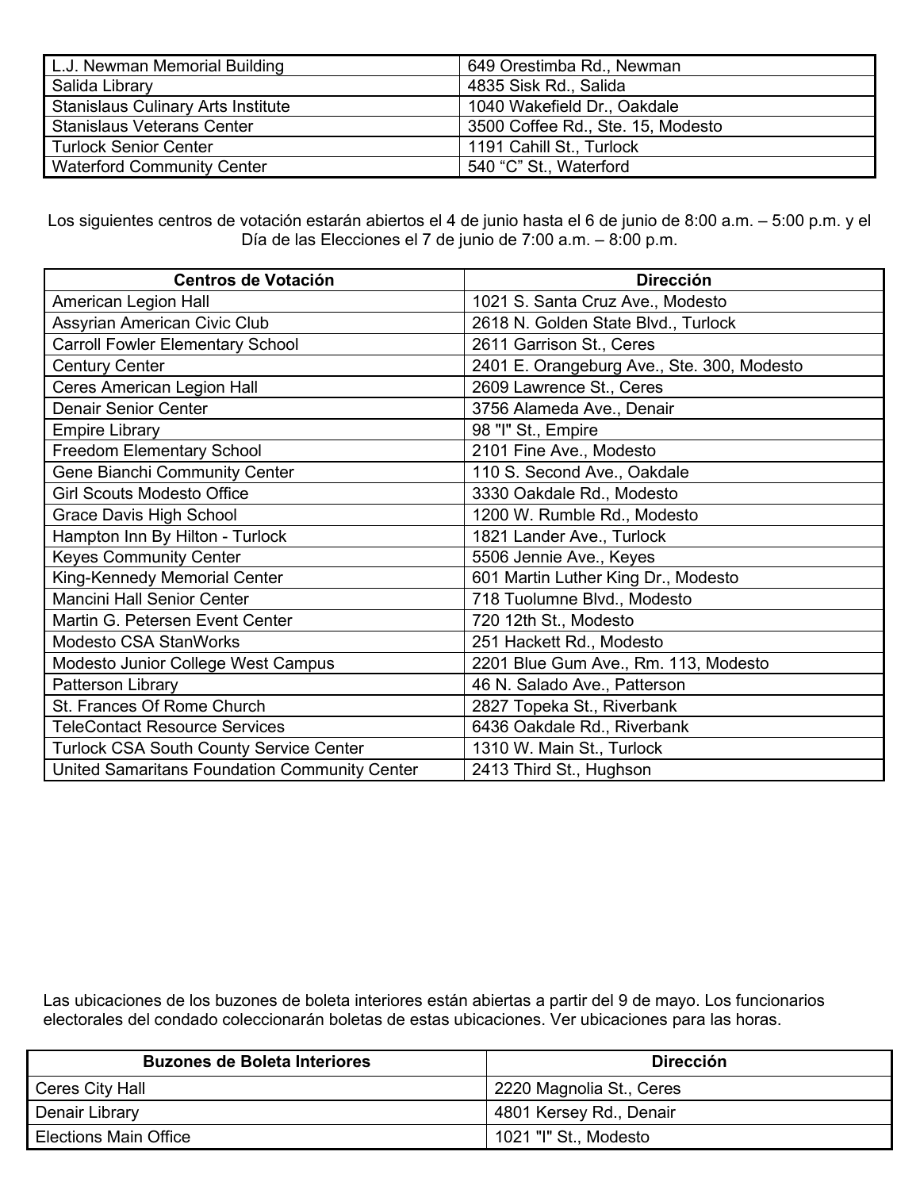| | |
|---|---|
| L.J. Newman Memorial Building | 649 Orestimba Rd., Newman |
| Salida Library | 4835 Sisk Rd., Salida |
| Stanislaus Culinary Arts Institute | 1040 Wakefield Dr., Oakdale |
| Stanislaus Veterans Center | 3500 Coffee Rd., Ste. 15, Modesto |
| Turlock Senior Center | 1191 Cahill St., Turlock |
| Waterford Community Center | 540 “C” St., Waterford |

Los siguientes centros de votación estarán abiertos el 4 de junio hasta el 6 de junio de 8:00 a.m. – 5:00 p.m. y el Día de las Elecciones el 7 de junio de 7:00 a.m. – 8:00 p.m.

| Centros de Votación | Dirección |
|---|---|
| American Legion Hall | 1021 S. Santa Cruz Ave., Modesto |
| Assyrian American Civic Club | 2618 N. Golden State Blvd., Turlock |
| Carroll Fowler Elementary School | 2611 Garrison St., Ceres |
| Century Center | 2401 E. Orangeburg Ave., Ste. 300, Modesto |
| Ceres American Legion Hall | 2609 Lawrence St., Ceres |
| Denair Senior Center | 3756 Alameda Ave., Denair |
| Empire Library | 98 "I" St., Empire |
| Freedom Elementary School | 2101 Fine Ave., Modesto |
| Gene Bianchi Community Center | 110 S. Second Ave., Oakdale |
| Girl Scouts Modesto Office | 3330 Oakdale Rd., Modesto |
| Grace Davis High School | 1200 W. Rumble Rd., Modesto |
| Hampton Inn By Hilton - Turlock | 1821 Lander Ave., Turlock |
| Keyes Community Center | 5506 Jennie Ave., Keyes |
| King-Kennedy Memorial Center | 601 Martin Luther King Dr., Modesto |
| Mancini Hall Senior Center | 718 Tuolumne Blvd., Modesto |
| Martin G. Petersen Event Center | 720 12th St., Modesto |
| Modesto CSA StanWorks | 251 Hackett Rd., Modesto |
| Modesto Junior College West Campus | 2201 Blue Gum Ave., Rm. 113, Modesto |
| Patterson Library | 46 N. Salado Ave., Patterson |
| St. Frances Of Rome Church | 2827 Topeka St., Riverbank |
| TeleContact Resource Services | 6436 Oakdale Rd., Riverbank |
| Turlock CSA South County Service Center | 1310 W. Main St., Turlock |
| United Samaritans Foundation Community Center | 2413 Third St., Hughson |

Las ubicaciones de los buzones de boleta interiores están abiertas a partir del 9 de mayo. Los funcionarios electorales del condado coleccionarán boletas de estas ubicaciones. Ver ubicaciones para las horas.

| Buzones de Boleta Interiores | Dirección |
|---|---|
| Ceres City Hall | 2220 Magnolia St., Ceres |
| Denair Library | 4801 Kersey Rd., Denair |
| Elections Main Office | 1021 "I" St., Modesto |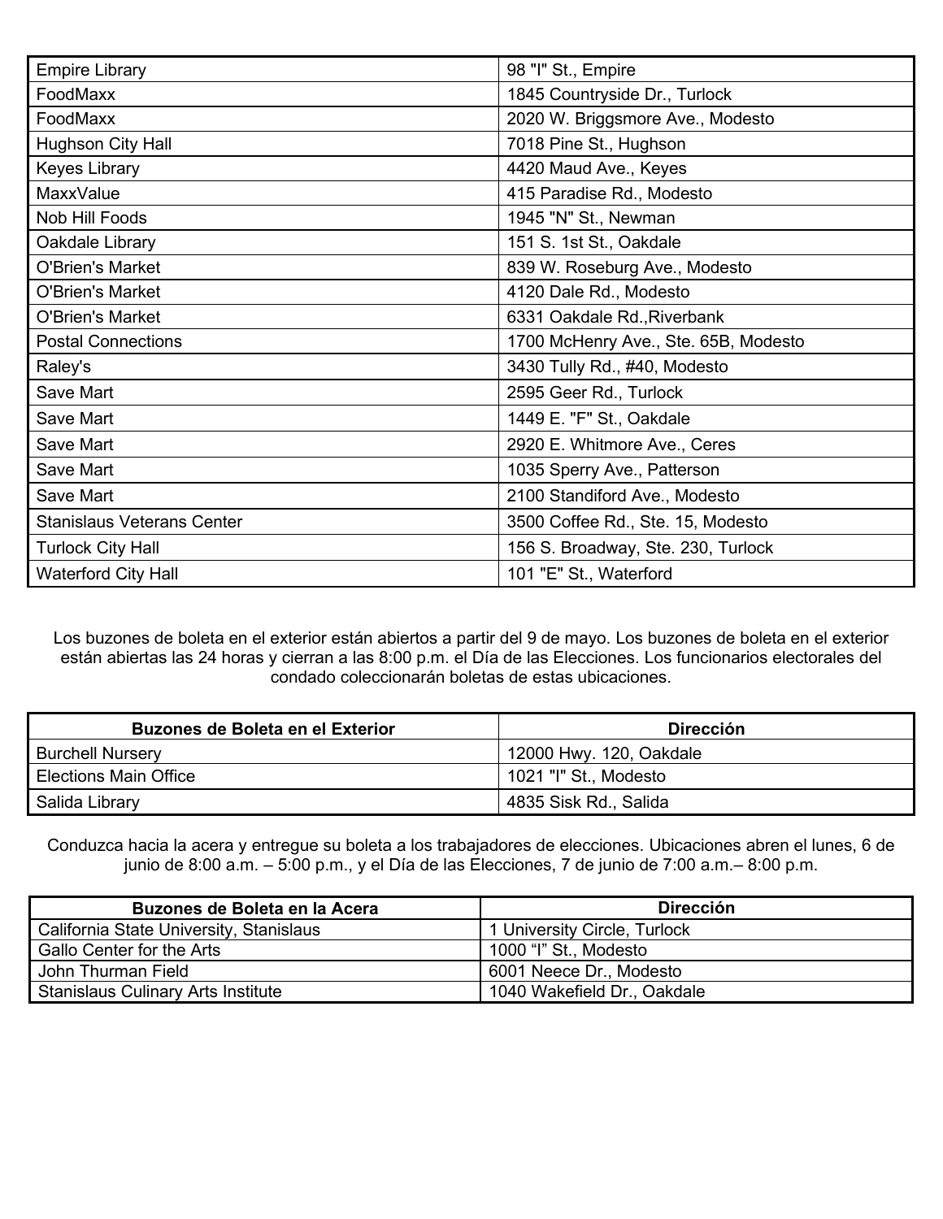| | |
|---|---|
| Empire Library | 98 "I" St., Empire |
| FoodMaxx | 1845 Countryside Dr., Turlock |
| FoodMaxx | 2020 W. Briggsmore Ave., Modesto |
| Hughson City Hall | 7018 Pine St., Hughson |
| Keyes Library | 4420 Maud Ave., Keyes |
| MaxxValue | 415 Paradise Rd., Modesto |
| Nob Hill Foods | 1945 "N" St., Newman |
| Oakdale Library | 151 S. 1st St., Oakdale |
| O'Brien's Market | 839 W. Roseburg Ave., Modesto |
| O'Brien's Market | 4120 Dale Rd., Modesto |
| O'Brien's Market | 6331 Oakdale Rd.,Riverbank |
| Postal Connections | 1700 McHenry Ave., Ste. 65B, Modesto |
| Raley's | 3430 Tully Rd., #40, Modesto |
| Save Mart | 2595 Geer Rd., Turlock |
| Save Mart | 1449 E. "F" St., Oakdale |
| Save Mart | 2920 E. Whitmore Ave., Ceres |
| Save Mart | 1035 Sperry Ave., Patterson |
| Save Mart | 2100 Standiford Ave., Modesto |
| Stanislaus Veterans Center | 3500 Coffee Rd., Ste. 15, Modesto |
| Turlock City Hall | 156 S. Broadway, Ste. 230, Turlock |
| Waterford City Hall | 101 "E" St., Waterford |

Los buzones de boleta en el exterior están abiertos a partir del 9 de mayo. Los buzones de boleta en el exterior están abiertas las 24 horas y cierran a las 8:00 p.m. el Día de las Elecciones. Los funcionarios electorales del condado coleccionarán boletas de estas ubicaciones.

| Buzones de Boleta en el Exterior | Dirección |
|---|---|
| Burchell Nursery | 12000 Hwy. 120, Oakdale |
| Elections Main Office | 1021 "I" St., Modesto |
| Salida Library | 4835 Sisk Rd., Salida |

Conduzca hacia la acera y entregue su boleta a los trabajadores de elecciones. Ubicaciones abren el lunes, 6 de junio de 8:00 a.m. – 5:00 p.m., y el Día de las Elecciones, 7 de junio de 7:00 a.m.– 8:00 p.m.

| Buzones de Boleta en la Acera | Dirección |
|---|---|
| California State University, Stanislaus | 1 University Circle, Turlock |
| Gallo Center for the Arts | 1000 "I" St., Modesto |
| John Thurman Field | 6001 Neece Dr., Modesto |
| Stanislaus Culinary Arts Institute | 1040 Wakefield Dr., Oakdale |